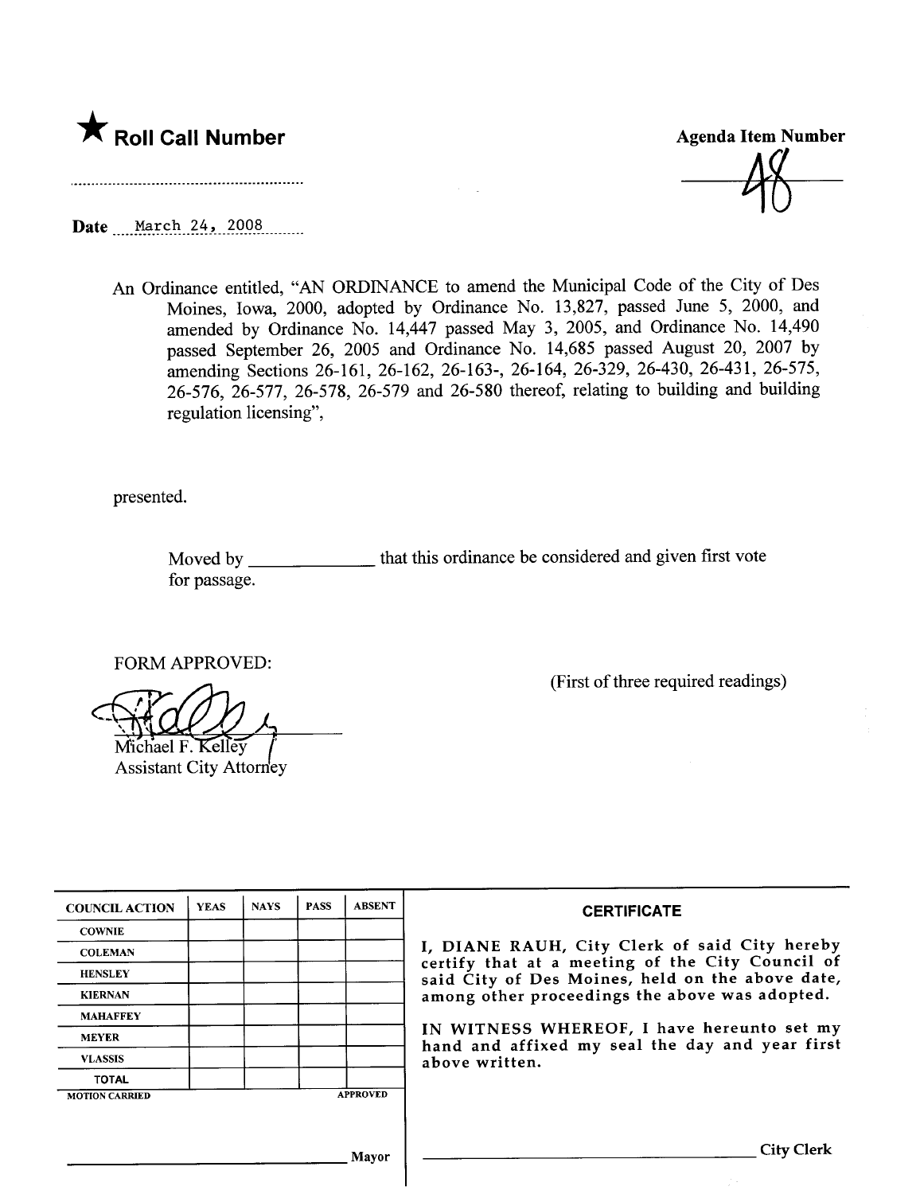★ **Roll Call Number**

**Agenda Item Number**

48

**Date** March 24, 2008

An Ordinance entitled, "AN ORDINANCE to amend the Municipal Code of the City of Des Moines, Iowa, 2000, adopted by Ordinance No. 13,827, passed June 5, 2000, and amended by Ordinance No. 14,447 passed May 3, 2005, and Ordinance No. 14,490 passed September 26, 2005 and Ordinance No. 14,685 passed August 20, 2007 by amending Sections 26-161, 26-162, 26-163-, 26-164, 26-329, 26-430, 26-431, 26-575, 26-576, 26-577, 26-578, 26-579 and 26-580 thereof, relating to building and building regulation licensing",

presented.

Moved by _____________ that this ordinance be considered and given first vote for passage.

FORM APPROVED:

Michael F. Kelley
Assistant City Attorney

(First of three required readings)

| COUNCIL ACTION | YEAS | NAYS | PASS | ABSENT |
|---|---|---|---|---|
| COWNIE | | | | |
| COLEMAN | | | | |
| HENSLEY | | | | |
| KIERNAN | | | | |
| MAHAFFEY | | | | |
| MEYER | | | | |
| VLASSIS | | | | |
| TOTAL | | | | |
| MOTION CARRIED | | | | APPROVED |

_____________________ Mayor

**CERTIFICATE**

I, DIANE RAUH, City Clerk of said City hereby certify that at a meeting of the City Council of said City of Des Moines, held on the above date, among other proceedings the above was adopted.

IN WITNESS WHEREOF, I have hereunto set my hand and affixed my seal the day and year first above written.

_____________________ City Clerk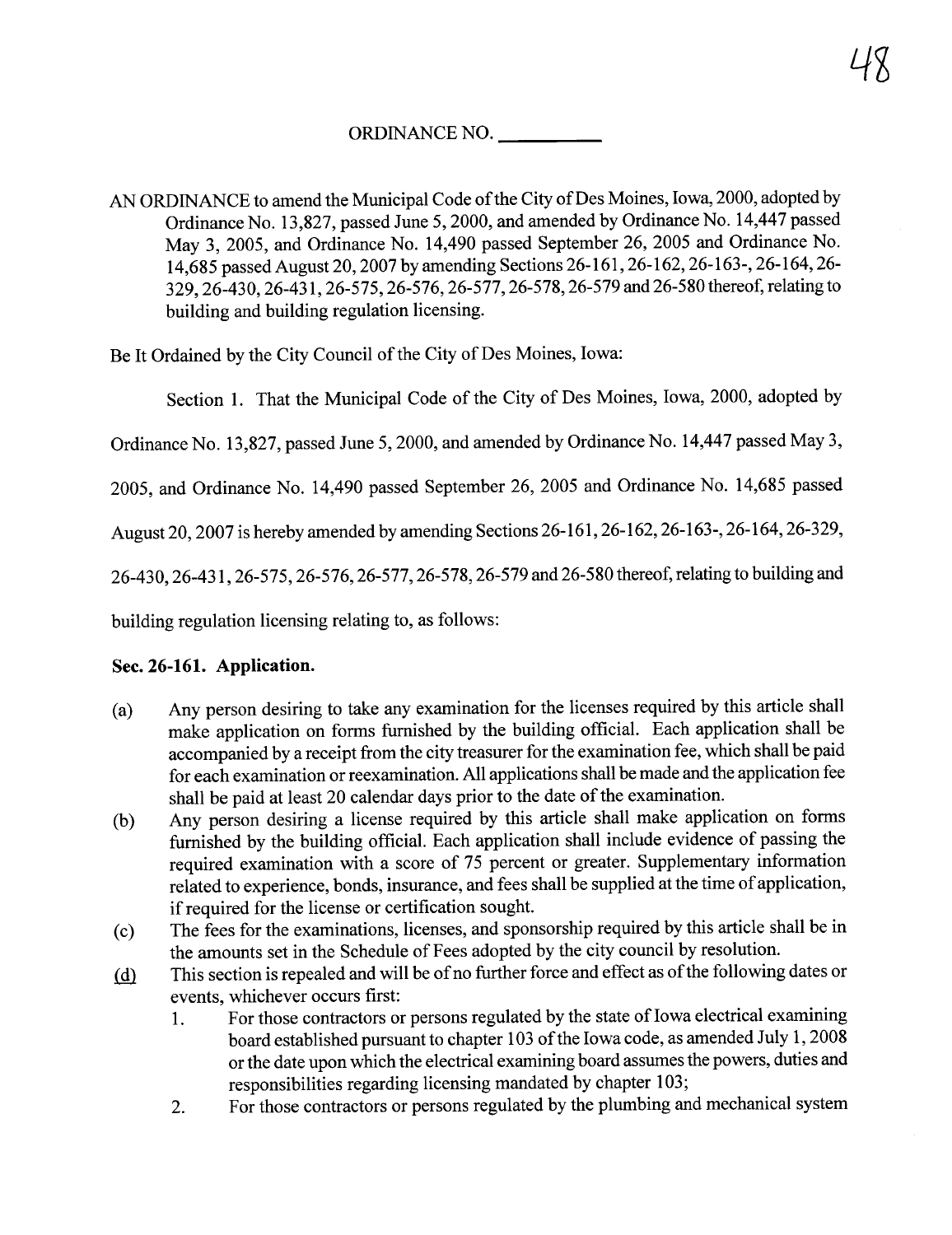ORDINANCE NO. __________

AN ORDINANCE to amend the Municipal Code of the City of Des Moines, Iowa, 2000, adopted by Ordinance No. 13,827, passed June 5, 2000, and amended by Ordinance No. 14,447 passed May 3, 2005, and Ordinance No. 14,490 passed September 26, 2005 and Ordinance No. 14,685 passed August 20, 2007 by amending Sections 26-161, 26-162, 26-163-, 26-164, 26-329, 26-430, 26-431, 26-575, 26-576, 26-577, 26-578, 26-579 and 26-580 thereof, relating to building and building regulation licensing.

Be It Ordained by the City Council of the City of Des Moines, Iowa:

Section 1. That the Municipal Code of the City of Des Moines, Iowa, 2000, adopted by Ordinance No. 13,827, passed June 5, 2000, and amended by Ordinance No. 14,447 passed May 3, 2005, and Ordinance No. 14,490 passed September 26, 2005 and Ordinance No. 14,685 passed August 20, 2007 is hereby amended by amending Sections 26-161, 26-162, 26-163-, 26-164, 26-329, 26-430, 26-431, 26-575, 26-576, 26-577, 26-578, 26-579 and 26-580 thereof, relating to building and building regulation licensing relating to, as follows:

**Sec. 26-161. Application.**

(a) Any person desiring to take any examination for the licenses required by this article shall make application on forms furnished by the building official. Each application shall be accompanied by a receipt from the city treasurer for the examination fee, which shall be paid for each examination or reexamination. All applications shall be made and the application fee shall be paid at least 20 calendar days prior to the date of the examination.

(b) Any person desiring a license required by this article shall make application on forms furnished by the building official. Each application shall include evidence of passing the required examination with a score of 75 percent or greater. Supplementary information related to experience, bonds, insurance, and fees shall be supplied at the time of application, if required for the license or certification sought.

(c) The fees for the examinations, licenses, and sponsorship required by this article shall be in the amounts set in the Schedule of Fees adopted by the city council by resolution.

<u>(d)</u> This section is repealed and will be of no further force and effect as of the following dates or events, whichever occurs first:

1. For those contractors or persons regulated by the state of Iowa electrical examining board established pursuant to chapter 103 of the Iowa code, as amended July 1, 2008 or the date upon which the electrical examining board assumes the powers, duties and responsibilities regarding licensing mandated by chapter 103;
2. For those contractors or persons regulated by the plumbing and mechanical system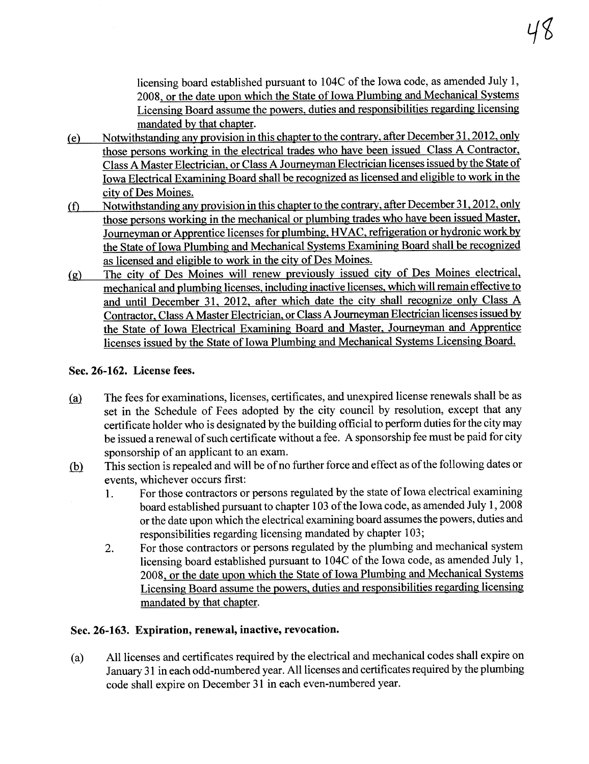licensing board established pursuant to 104C of the Iowa code, as amended July 1, 2008, or the date upon which the State of Iowa Plumbing and Mechanical Systems Licensing Board assume the powers, duties and responsibilities regarding licensing mandated by that chapter.

(e) Notwithstanding any provision in this chapter to the contrary, after December 31, 2012, only those persons working in the electrical trades who have been issued Class A Contractor, Class A Master Electrician, or Class A Journeyman Electrician licenses issued by the State of Iowa Electrical Examining Board shall be recognized as licensed and eligible to work in the city of Des Moines.

(f) Notwithstanding any provision in this chapter to the contrary, after December 31, 2012, only those persons working in the mechanical or plumbing trades who have been issued Master, Journeyman or Apprentice licenses for plumbing, HVAC, refrigeration or hydronic work by the State of Iowa Plumbing and Mechanical Systems Examining Board shall be recognized as licensed and eligible to work in the city of Des Moines.

(g) The city of Des Moines will renew previously issued city of Des Moines electrical, mechanical and plumbing licenses, including inactive licenses, which will remain effective to and until December 31, 2012, after which date the city shall recognize only Class A Contractor, Class A Master Electrician, or Class A Journeyman Electrician licenses issued by the State of Iowa Electrical Examining Board and Master, Journeyman and Apprentice licenses issued by the State of Iowa Plumbing and Mechanical Systems Licensing Board.

**Sec. 26-162. License fees.**

(a) The fees for examinations, licenses, certificates, and unexpired license renewals shall be as set in the Schedule of Fees adopted by the city council by resolution, except that any certificate holder who is designated by the building official to perform duties for the city may be issued a renewal of such certificate without a fee. A sponsorship fee must be paid for city sponsorship of an applicant to an exam.

(b) This section is repealed and will be of no further force and effect as of the following dates or events, whichever occurs first:

1. For those contractors or persons regulated by the state of Iowa electrical examining board established pursuant to chapter 103 of the Iowa code, as amended July 1, 2008 or the date upon which the electrical examining board assumes the powers, duties and responsibilities regarding licensing mandated by chapter 103;
2. For those contractors or persons regulated by the plumbing and mechanical system licensing board established pursuant to 104C of the Iowa code, as amended July 1, 2008, or the date upon which the State of Iowa Plumbing and Mechanical Systems Licensing Board assume the powers, duties and responsibilities regarding licensing mandated by that chapter.

**Sec. 26-163. Expiration, renewal, inactive, revocation.**

(a) All licenses and certificates required by the electrical and mechanical codes shall expire on January 31 in each odd-numbered year. All licenses and certificates required by the plumbing code shall expire on December 31 in each even-numbered year.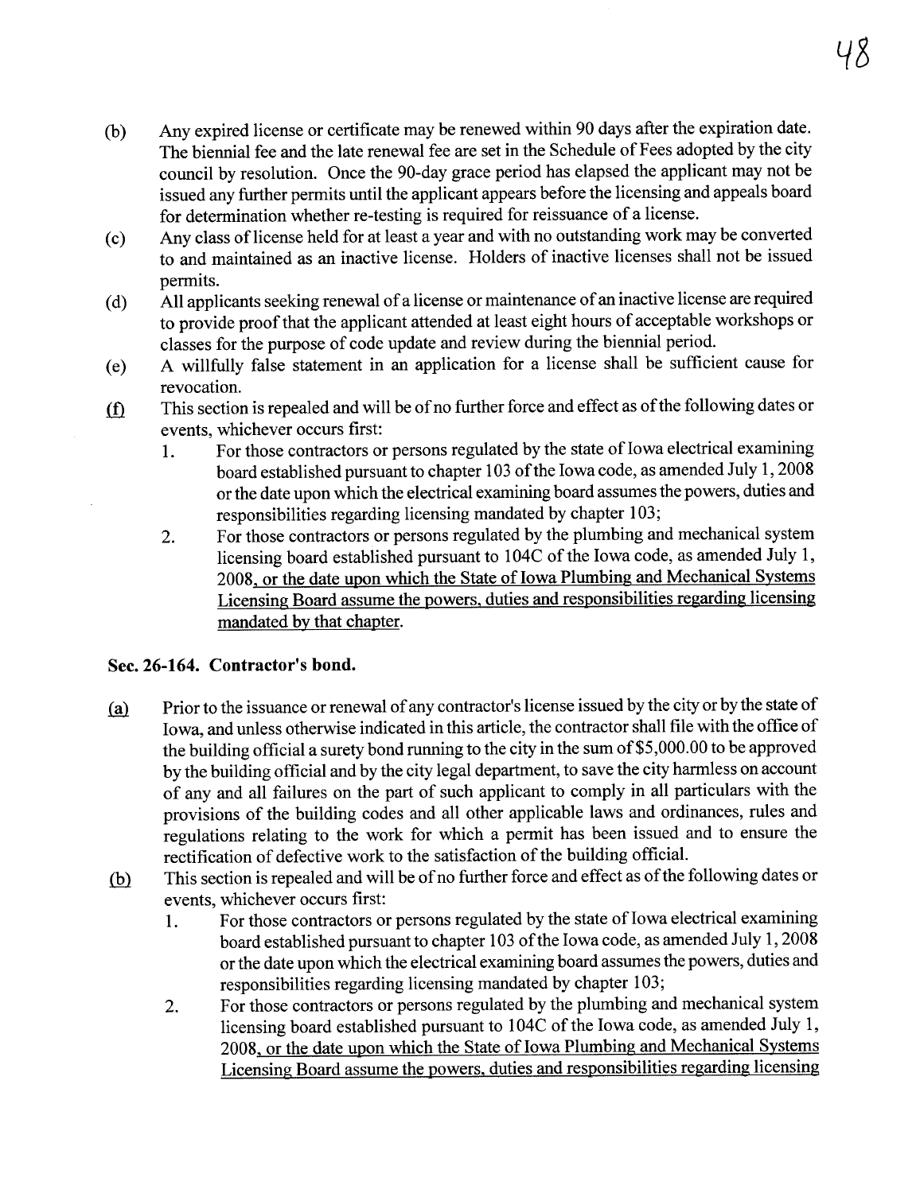(b) Any expired license or certificate may be renewed within 90 days after the expiration date. The biennial fee and the late renewal fee are set in the Schedule of Fees adopted by the city council by resolution. Once the 90-day grace period has elapsed the applicant may not be issued any further permits until the applicant appears before the licensing and appeals board for determination whether re-testing is required for reissuance of a license.

(c) Any class of license held for at least a year and with no outstanding work may be converted to and maintained as an inactive license. Holders of inactive licenses shall not be issued permits.

(d) All applicants seeking renewal of a license or maintenance of an inactive license are required to provide proof that the applicant attended at least eight hours of acceptable workshops or classes for the purpose of code update and review during the biennial period.

(e) A willfully false statement in an application for a license shall be sufficient cause for revocation.

<u>(f)</u> This section is repealed and will be of no further force and effect as of the following dates or events, whichever occurs first:

1. For those contractors or persons regulated by the state of Iowa electrical examining board established pursuant to chapter 103 of the Iowa code, as amended July 1, 2008 or the date upon which the electrical examining board assumes the powers, duties and responsibilities regarding licensing mandated by chapter 103;
2. For those contractors or persons regulated by the plumbing and mechanical system licensing board established pursuant to 104C of the Iowa code, as amended July 1, 2008<u>, or the date upon which the State of Iowa Plumbing and Mechanical Systems Licensing Board assume the powers, duties and responsibilities regarding licensing mandated by that chapter</u>.

### Sec. 26-164. Contractor's bond.

<u>(a)</u> Prior to the issuance or renewal of any contractor's license issued by the city or by the state of Iowa, and unless otherwise indicated in this article, the contractor shall file with the office of the building official a surety bond running to the city in the sum of $5,000.00 to be approved by the building official and by the city legal department, to save the city harmless on account of any and all failures on the part of such applicant to comply in all particulars with the provisions of the building codes and all other applicable laws and ordinances, rules and regulations relating to the work for which a permit has been issued and to ensure the rectification of defective work to the satisfaction of the building official.

<u>(b)</u> This section is repealed and will be of no further force and effect as of the following dates or events, whichever occurs first:

1. For those contractors or persons regulated by the state of Iowa electrical examining board established pursuant to chapter 103 of the Iowa code, as amended July 1, 2008 or the date upon which the electrical examining board assumes the powers, duties and responsibilities regarding licensing mandated by chapter 103;
2. For those contractors or persons regulated by the plumbing and mechanical system licensing board established pursuant to 104C of the Iowa code, as amended July 1, 2008<u>, or the date upon which the State of Iowa Plumbing and Mechanical Systems Licensing Board assume the powers, duties and responsibilities regarding licensing</u>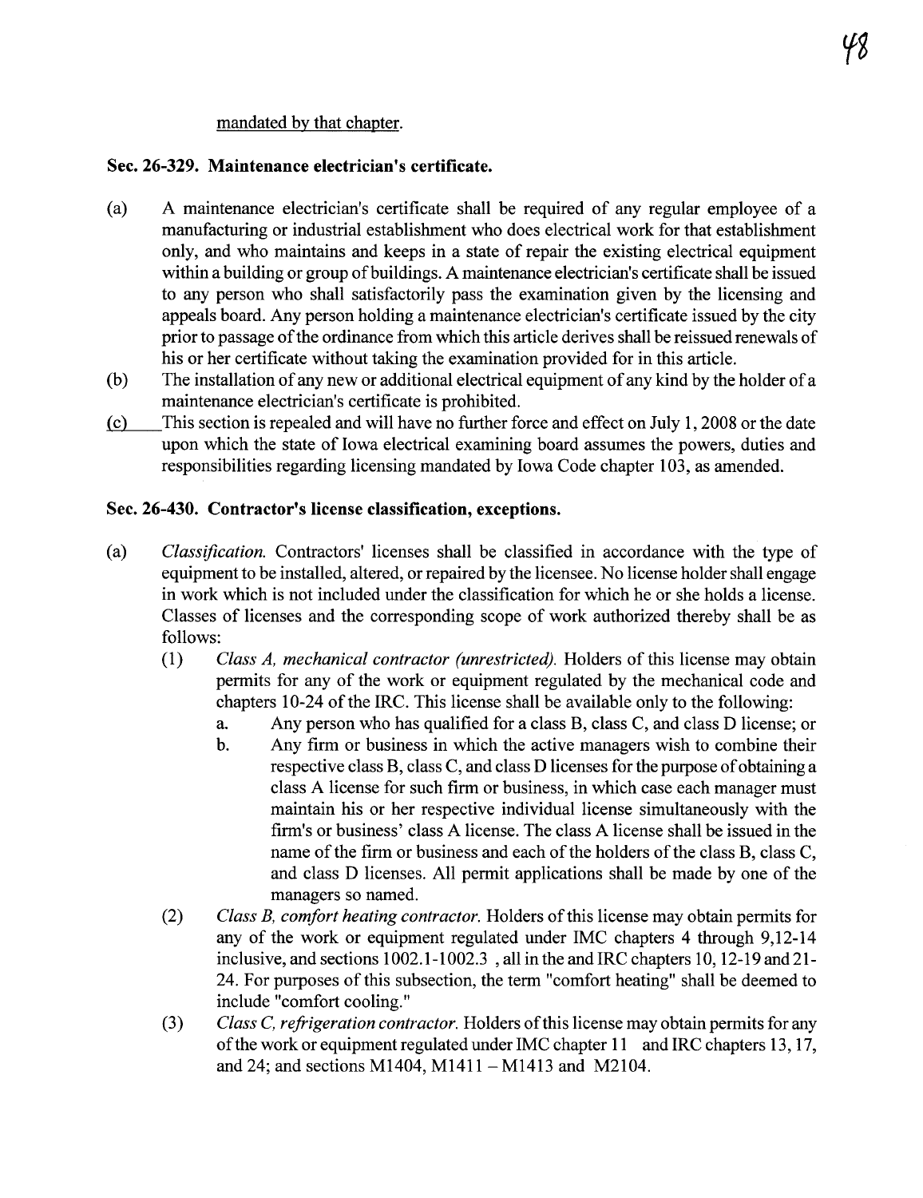mandated by that chapter.

**Sec. 26-329. Maintenance electrician's certificate.**

(a) A maintenance electrician's certificate shall be required of any regular employee of a manufacturing or industrial establishment who does electrical work for that establishment only, and who maintains and keeps in a state of repair the existing electrical equipment within a building or group of buildings. A maintenance electrician's certificate shall be issued to any person who shall satisfactorily pass the examination given by the licensing and appeals board. Any person holding a maintenance electrician's certificate issued by the city prior to passage of the ordinance from which this article derives shall be reissued renewals of his or her certificate without taking the examination provided for in this article.

(b) The installation of any new or additional electrical equipment of any kind by the holder of a maintenance electrician's certificate is prohibited.

(c) This section is repealed and will have no further force and effect on July 1, 2008 or the date upon which the state of Iowa electrical examining board assumes the powers, duties and responsibilities regarding licensing mandated by Iowa Code chapter 103, as amended.

**Sec. 26-430. Contractor's license classification, exceptions.**

(a) *Classification.* Contractors' licenses shall be classified in accordance with the type of equipment to be installed, altered, or repaired by the licensee. No license holder shall engage in work which is not included under the classification for which he or she holds a license. Classes of licenses and the corresponding scope of work authorized thereby shall be as follows:

   (1) *Class A, mechanical contractor (unrestricted).* Holders of this license may obtain permits for any of the work or equipment regulated by the mechanical code and chapters 10-24 of the IRC. This license shall be available only to the following:

      a. Any person who has qualified for a class B, class C, and class D license; or

      b. Any firm or business in which the active managers wish to combine their respective class B, class C, and class D licenses for the purpose of obtaining a class A license for such firm or business, in which case each manager must maintain his or her respective individual license simultaneously with the firm's or business' class A license. The class A license shall be issued in the name of the firm or business and each of the holders of the class B, class C, and class D licenses. All permit applications shall be made by one of the managers so named.

   (2) *Class B, comfort heating contractor.* Holders of this license may obtain permits for any of the work or equipment regulated under IMC chapters 4 through 9,12-14 inclusive, and sections 1002.1-1002.3 , all in the and IRC chapters 10, 12-19 and 21-24. For purposes of this subsection, the term "comfort heating" shall be deemed to include "comfort cooling."

   (3) *Class C, refrigeration contractor.* Holders of this license may obtain permits for any of the work or equipment regulated under IMC chapter 11 and IRC chapters 13, 17, and 24; and sections M1404, M1411 – M1413 and M2104.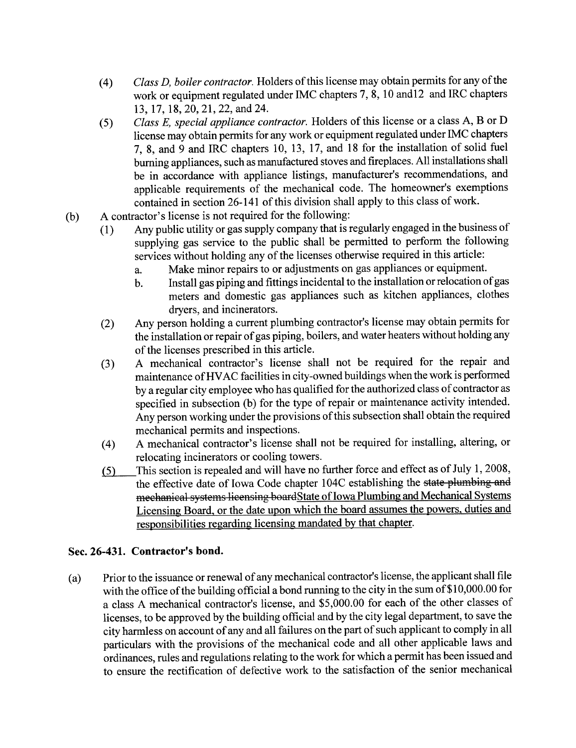(4) *Class D, boiler contractor.* Holders of this license may obtain permits for any of the work or equipment regulated under IMC chapters 7, 8, 10 and12 and IRC chapters 13, 17, 18, 20, 21, 22, and 24.

(5) *Class E, special appliance contractor.* Holders of this license or a class A, B or D license may obtain permits for any work or equipment regulated under IMC chapters 7, 8, and 9 and IRC chapters 10, 13, 17, and 18 for the installation of solid fuel burning appliances, such as manufactured stoves and fireplaces. All installations shall be in accordance with appliance listings, manufacturer's recommendations, and applicable requirements of the mechanical code. The homeowner's exemptions contained in section 26-141 of this division shall apply to this class of work.

(b) A contractor's license is not required for the following:

(1) Any public utility or gas supply company that is regularly engaged in the business of supplying gas service to the public shall be permitted to perform the following services without holding any of the licenses otherwise required in this article:

a. Make minor repairs to or adjustments on gas appliances or equipment.

b. Install gas piping and fittings incidental to the installation or relocation of gas meters and domestic gas appliances such as kitchen appliances, clothes dryers, and incinerators.

(2) Any person holding a current plumbing contractor's license may obtain permits for the installation or repair of gas piping, boilers, and water heaters without holding any of the licenses prescribed in this article.

(3) A mechanical contractor's license shall not be required for the repair and maintenance of HVAC facilities in city-owned buildings when the work is performed by a regular city employee who has qualified for the authorized class of contractor as specified in subsection (b) for the type of repair or maintenance activity intended. Any person working under the provisions of this subsection shall obtain the required mechanical permits and inspections.

(4) A mechanical contractor's license shall not be required for installing, altering, or relocating incinerators or cooling towers.

<u>(5)</u> This section is repealed and will have no further force and effect as of July 1, 2008, the effective date of Iowa Code chapter 104C establishing the ~~state plumbing and mechanical systems licensing board~~<u>State of Iowa Plumbing and Mechanical Systems Licensing Board, or the date upon which the board assumes the powers, duties and responsibilities regarding licensing mandated by that chapter</u>.

**Sec. 26-431. Contractor's bond.**

(a) Prior to the issuance or renewal of any mechanical contractor's license, the applicant shall file with the office of the building official a bond running to the city in the sum of $10,000.00 for a class A mechanical contractor's license, and $5,000.00 for each of the other classes of licenses, to be approved by the building official and by the city legal department, to save the city harmless on account of any and all failures on the part of such applicant to comply in all particulars with the provisions of the mechanical code and all other applicable laws and ordinances, rules and regulations relating to the work for which a permit has been issued and to ensure the rectification of defective work to the satisfaction of the senior mechanical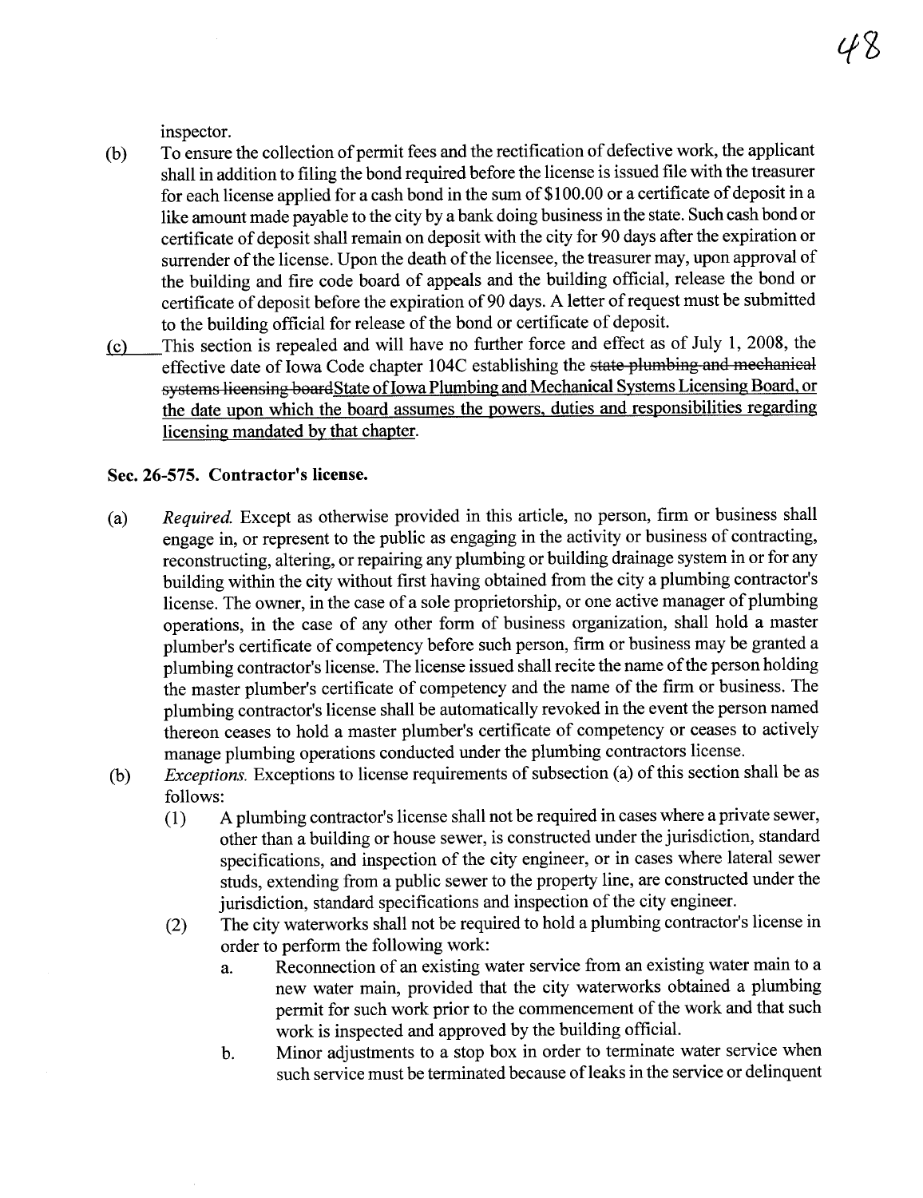inspector.

(b) To ensure the collection of permit fees and the rectification of defective work, the applicant shall in addition to filing the bond required before the license is issued file with the treasurer for each license applied for a cash bond in the sum of $100.00 or a certificate of deposit in a like amount made payable to the city by a bank doing business in the state. Such cash bond or certificate of deposit shall remain on deposit with the city for 90 days after the expiration or surrender of the license. Upon the death of the licensee, the treasurer may, upon approval of the building and fire code board of appeals and the building official, release the bond or certificate of deposit before the expiration of 90 days. A letter of request must be submitted to the building official for release of the bond or certificate of deposit.

(c) This section is repealed and will have no further force and effect as of July 1, 2008, the effective date of Iowa Code chapter 104C establishing the ~~state plumbing and mechanical systems licensing board~~State of Iowa Plumbing and Mechanical Systems Licensing Board, or the date upon which the board assumes the powers, duties and responsibilities regarding licensing mandated by that chapter.

**Sec. 26-575. Contractor's license.**

(a) *Required.* Except as otherwise provided in this article, no person, firm or business shall engage in, or represent to the public as engaging in the activity or business of contracting, reconstructing, altering, or repairing any plumbing or building drainage system in or for any building within the city without first having obtained from the city a plumbing contractor's license. The owner, in the case of a sole proprietorship, or one active manager of plumbing operations, in the case of any other form of business organization, shall hold a master plumber's certificate of competency before such person, firm or business may be granted a plumbing contractor's license. The license issued shall recite the name of the person holding the master plumber's certificate of competency and the name of the firm or business. The plumbing contractor's license shall be automatically revoked in the event the person named thereon ceases to hold a master plumber's certificate of competency or ceases to actively manage plumbing operations conducted under the plumbing contractors license.

(b) *Exceptions.* Exceptions to license requirements of subsection (a) of this section shall be as follows:

(1) A plumbing contractor's license shall not be required in cases where a private sewer, other than a building or house sewer, is constructed under the jurisdiction, standard specifications, and inspection of the city engineer, or in cases where lateral sewer studs, extending from a public sewer to the property line, are constructed under the jurisdiction, standard specifications and inspection of the city engineer.

(2) The city waterworks shall not be required to hold a plumbing contractor's license in order to perform the following work:

a. Reconnection of an existing water service from an existing water main to a new water main, provided that the city waterworks obtained a plumbing permit for such work prior to the commencement of the work and that such work is inspected and approved by the building official.

b. Minor adjustments to a stop box in order to terminate water service when such service must be terminated because of leaks in the service or delinquent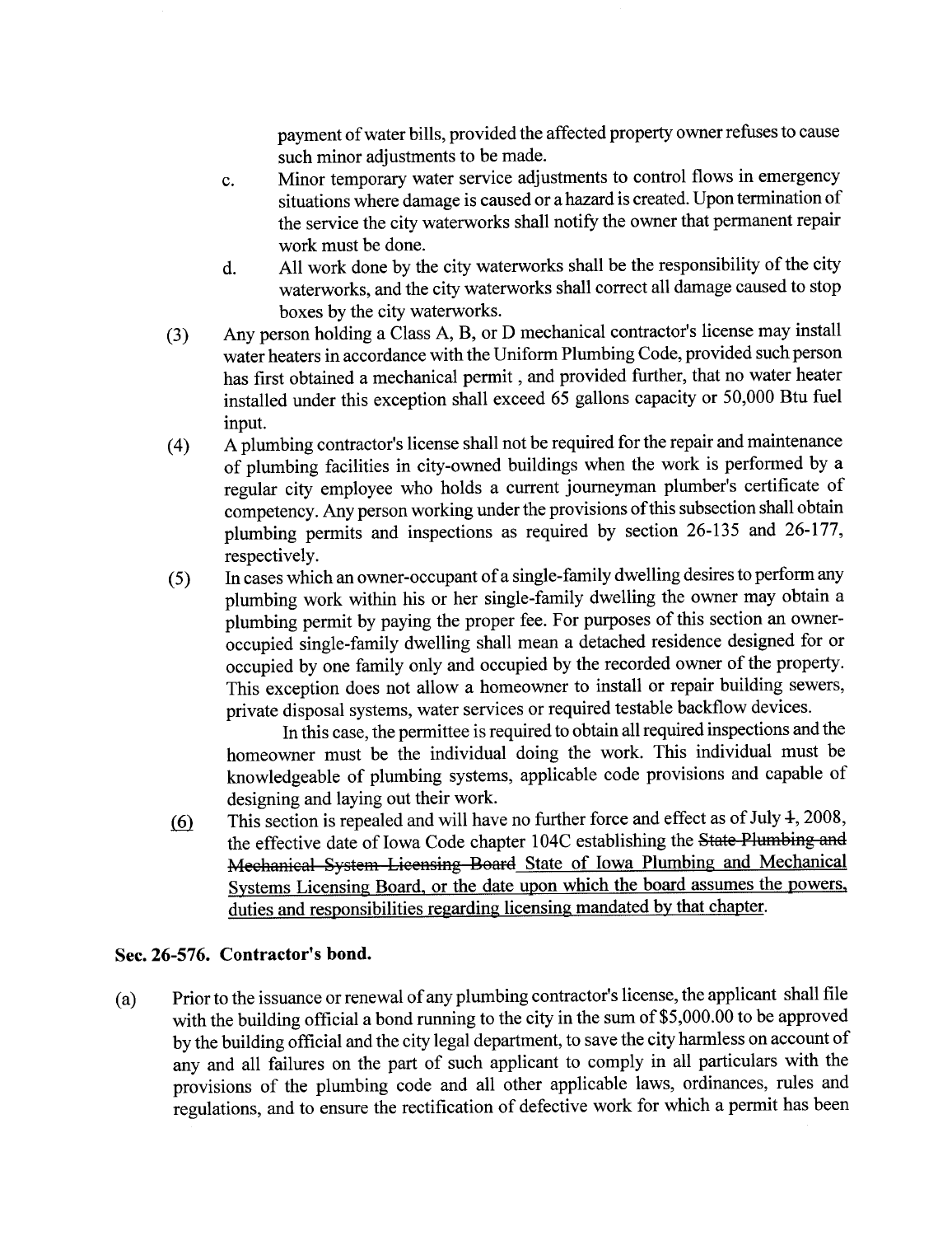payment of water bills, provided the affected property owner refuses to cause such minor adjustments to be made.

c. Minor temporary water service adjustments to control flows in emergency situations where damage is caused or a hazard is created. Upon termination of the service the city waterworks shall notify the owner that permanent repair work must be done.

d. All work done by the city waterworks shall be the responsibility of the city waterworks, and the city waterworks shall correct all damage caused to stop boxes by the city waterworks.

(3) Any person holding a Class A, B, or D mechanical contractor's license may install water heaters in accordance with the Uniform Plumbing Code, provided such person has first obtained a mechanical permit , and provided further, that no water heater installed under this exception shall exceed 65 gallons capacity or 50,000 Btu fuel input.

(4) A plumbing contractor's license shall not be required for the repair and maintenance of plumbing facilities in city-owned buildings when the work is performed by a regular city employee who holds a current journeyman plumber's certificate of competency. Any person working under the provisions of this subsection shall obtain plumbing permits and inspections as required by section 26-135 and 26-177, respectively.

(5) In cases which an owner-occupant of a single-family dwelling desires to perform any plumbing work within his or her single-family dwelling the owner may obtain a plumbing permit by paying the proper fee. For purposes of this section an owner-occupied single-family dwelling shall mean a detached residence designed for or occupied by one family only and occupied by the recorded owner of the property. This exception does not allow a homeowner to install or repair building sewers, private disposal systems, water services or required testable backflow devices.

In this case, the permittee is required to obtain all required inspections and the homeowner must be the individual doing the work. This individual must be knowledgeable of plumbing systems, applicable code provisions and capable of designing and laying out their work.

<u>(6)</u> This section is repealed and will have no further force and effect as of July ~~1~~, 2008, the effective date of Iowa Code chapter 104C establishing the ~~State Plumbing and Mechanical System Licensing Board~~ <u>State of Iowa Plumbing and Mechanical Systems Licensing Board, or the date upon which the board assumes the powers, duties and responsibilities regarding licensing mandated by that chapter</u>.

### Sec. 26-576. Contractor's bond.

(a) Prior to the issuance or renewal of any plumbing contractor's license, the applicant shall file with the building official a bond running to the city in the sum of $5,000.00 to be approved by the building official and the city legal department, to save the city harmless on account of any and all failures on the part of such applicant to comply in all particulars with the provisions of the plumbing code and all other applicable laws, ordinances, rules and regulations, and to ensure the rectification of defective work for which a permit has been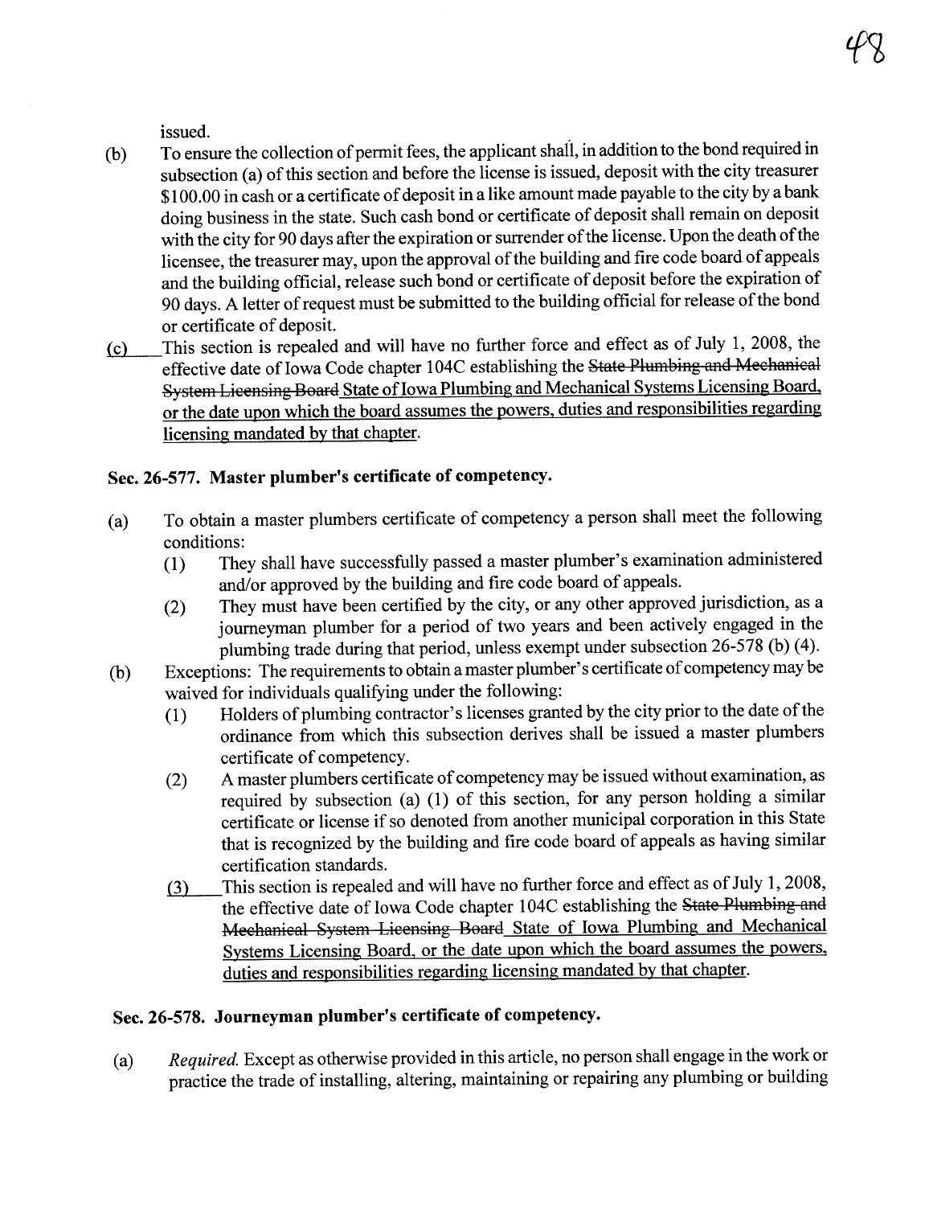issued.

(b) To ensure the collection of permit fees, the applicant shall, in addition to the bond required in subsection (a) of this section and before the license is issued, deposit with the city treasurer $100.00 in cash or a certificate of deposit in a like amount made payable to the city by a bank doing business in the state. Such cash bond or certificate of deposit shall remain on deposit with the city for 90 days after the expiration or surrender of the license. Upon the death of the licensee, the treasurer may, upon the approval of the building and fire code board of appeals and the building official, release such bond or certificate of deposit before the expiration of 90 days. A letter of request must be submitted to the building official for release of the bond or certificate of deposit.

(c) This section is repealed and will have no further force and effect as of July 1, 2008, the effective date of Iowa Code chapter 104C establishing the ~~State Plumbing and Mechanical System Licensing Board~~ State of Iowa Plumbing and Mechanical Systems Licensing Board, or the date upon which the board assumes the powers, duties and responsibilities regarding licensing mandated by that chapter.

### Sec. 26-577. Master plumber's certificate of competency.

(a) To obtain a master plumbers certificate of competency a person shall meet the following conditions:

(1) They shall have successfully passed a master plumber's examination administered and/or approved by the building and fire code board of appeals.

(2) They must have been certified by the city, or any other approved jurisdiction, as a journeyman plumber for a period of two years and been actively engaged in the plumbing trade during that period, unless exempt under subsection 26-578 (b) (4).

(b) Exceptions: The requirements to obtain a master plumber's certificate of competency may be waived for individuals qualifying under the following:

(1) Holders of plumbing contractor's licenses granted by the city prior to the date of the ordinance from which this subsection derives shall be issued a master plumbers certificate of competency.

(2) A master plumbers certificate of competency may be issued without examination, as required by subsection (a) (1) of this section, for any person holding a similar certificate or license if so denoted from another municipal corporation in this State that is recognized by the building and fire code board of appeals as having similar certification standards.

(3) This section is repealed and will have no further force and effect as of July 1, 2008, the effective date of Iowa Code chapter 104C establishing the ~~State Plumbing and Mechanical System Licensing Board~~ State of Iowa Plumbing and Mechanical Systems Licensing Board, or the date upon which the board assumes the powers, duties and responsibilities regarding licensing mandated by that chapter.

### Sec. 26-578. Journeyman plumber's certificate of competency.

(a) *Required.* Except as otherwise provided in this article, no person shall engage in the work or practice the trade of installing, altering, maintaining or repairing any plumbing or building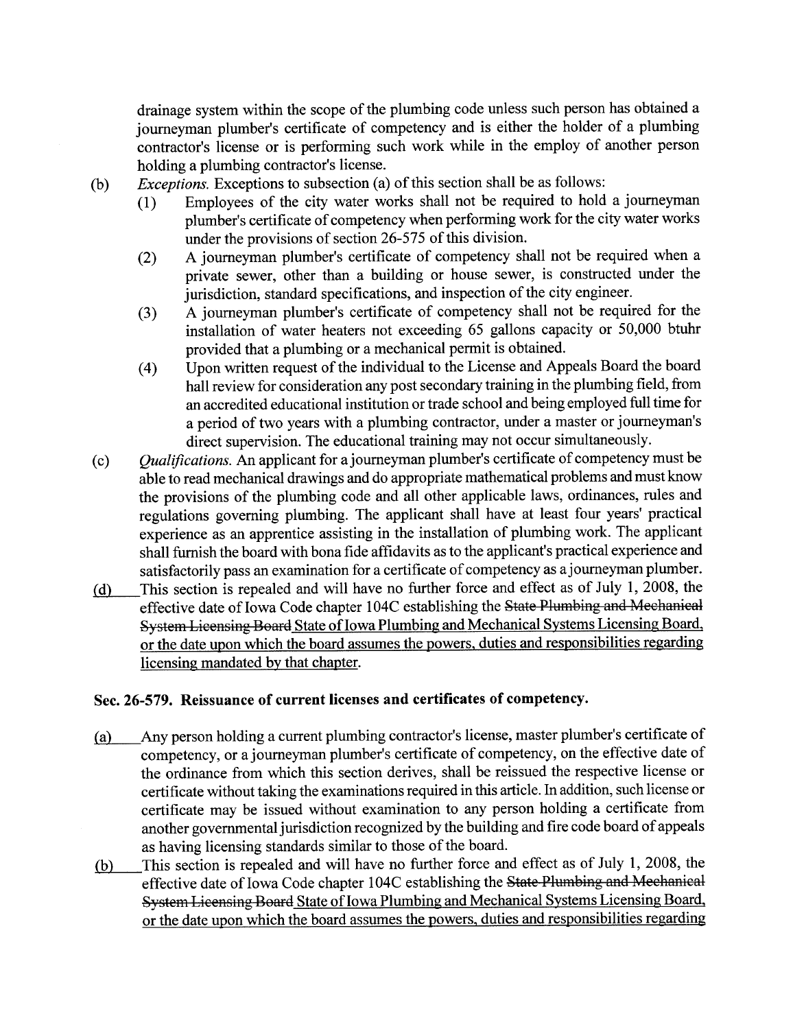drainage system within the scope of the plumbing code unless such person has obtained a journeyman plumber's certificate of competency and is either the holder of a plumbing contractor's license or is performing such work while in the employ of another person holding a plumbing contractor's license.

(b) *Exceptions.* Exceptions to subsection (a) of this section shall be as follows:

(1) Employees of the city water works shall not be required to hold a journeyman plumber's certificate of competency when performing work for the city water works under the provisions of section 26-575 of this division.

(2) A journeyman plumber's certificate of competency shall not be required when a private sewer, other than a building or house sewer, is constructed under the jurisdiction, standard specifications, and inspection of the city engineer.

(3) A journeyman plumber's certificate of competency shall not be required for the installation of water heaters not exceeding 65 gallons capacity or 50,000 btuhr provided that a plumbing or a mechanical permit is obtained.

(4) Upon written request of the individual to the License and Appeals Board the board hall review for consideration any post secondary training in the plumbing field, from an accredited educational institution or trade school and being employed full time for a period of two years with a plumbing contractor, under a master or journeyman's direct supervision. The educational training may not occur simultaneously.

(c) *Qualifications.* An applicant for a journeyman plumber's certificate of competency must be able to read mechanical drawings and do appropriate mathematical problems and must know the provisions of the plumbing code and all other applicable laws, ordinances, rules and regulations governing plumbing. The applicant shall have at least four years' practical experience as an apprentice assisting in the installation of plumbing work. The applicant shall furnish the board with bona fide affidavits as to the applicant's practical experience and satisfactorily pass an examination for a certificate of competency as a journeyman plumber.

<u>(d)</u> This section is repealed and will have no further force and effect as of July 1, 2008, the effective date of Iowa Code chapter 104C establishing the ~~State Plumbing and Mechanical System Licensing Board~~ <u>State of Iowa Plumbing and Mechanical Systems Licensing Board, or the date upon which the board assumes the powers, duties and responsibilities regarding licensing mandated by that chapter.</u>

### Sec. 26-579. Reissuance of current licenses and certificates of competency.

<u>(a)</u> Any person holding a current plumbing contractor's license, master plumber's certificate of competency, or a journeyman plumber's certificate of competency, on the effective date of the ordinance from which this section derives, shall be reissued the respective license or certificate without taking the examinations required in this article. In addition, such license or certificate may be issued without examination to any person holding a certificate from another governmental jurisdiction recognized by the building and fire code board of appeals as having licensing standards similar to those of the board.

<u>(b)</u> This section is repealed and will have no further force and effect as of July 1, 2008, the effective date of Iowa Code chapter 104C establishing the ~~State Plumbing and Mechanical System Licensing Board~~ <u>State of Iowa Plumbing and Mechanical Systems Licensing Board, or the date upon which the board assumes the powers, duties and responsibilities regarding</u>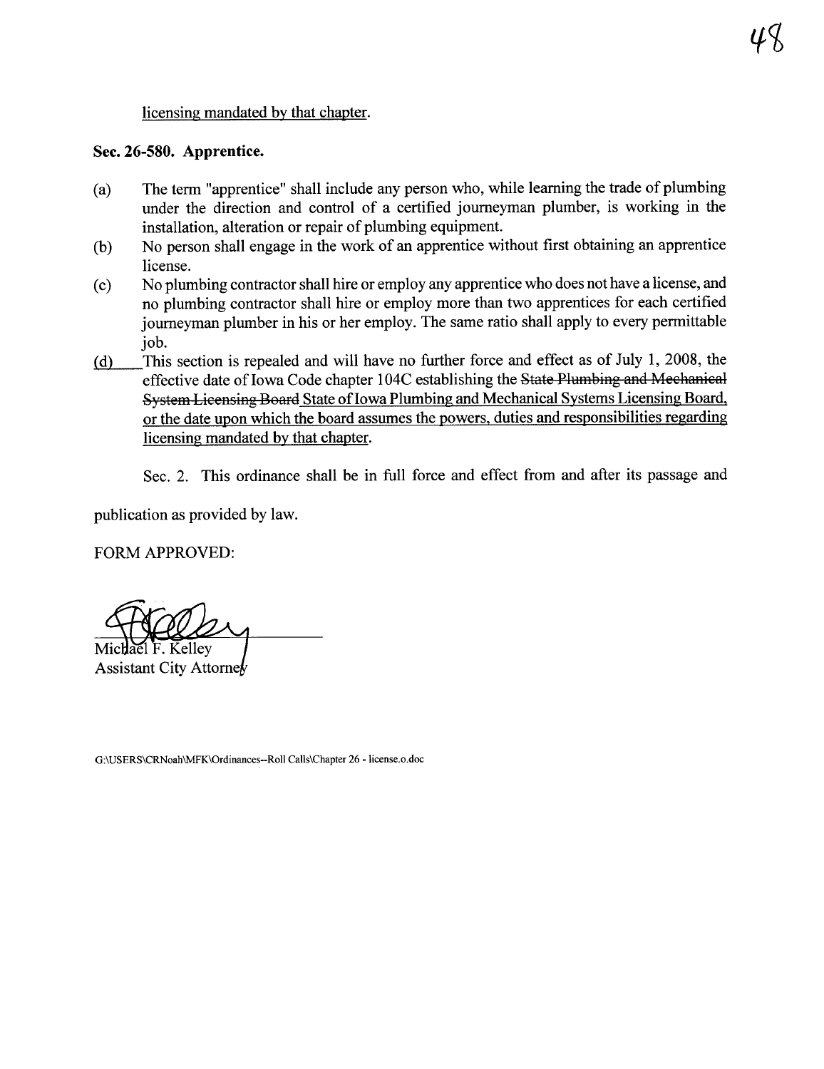licensing mandated by that chapter.

**Sec. 26-580. Apprentice.**

(a) The term "apprentice" shall include any person who, while learning the trade of plumbing under the direction and control of a certified journeyman plumber, is working in the installation, alteration or repair of plumbing equipment.

(b) No person shall engage in the work of an apprentice without first obtaining an apprentice license.

(c) No plumbing contractor shall hire or employ any apprentice who does not have a license, and no plumbing contractor shall hire or employ more than two apprentices for each certified journeyman plumber in his or her employ. The same ratio shall apply to every permittable job.

(d) This section is repealed and will have no further force and effect as of July 1, 2008, the effective date of Iowa Code chapter 104C establishing the ~~State Plumbing and Mechanical System Licensing Board~~ State of Iowa Plumbing and Mechanical Systems Licensing Board, or the date upon which the board assumes the powers, duties and responsibilities regarding licensing mandated by that chapter.

Sec. 2. This ordinance shall be in full force and effect from and after its passage and publication as provided by law.

FORM APPROVED:

Michael F. Kelley
Assistant City Attorney

G:\USERS\CRNoah\MFK\Ordinances--Roll Calls\Chapter 26 - license.o.doc